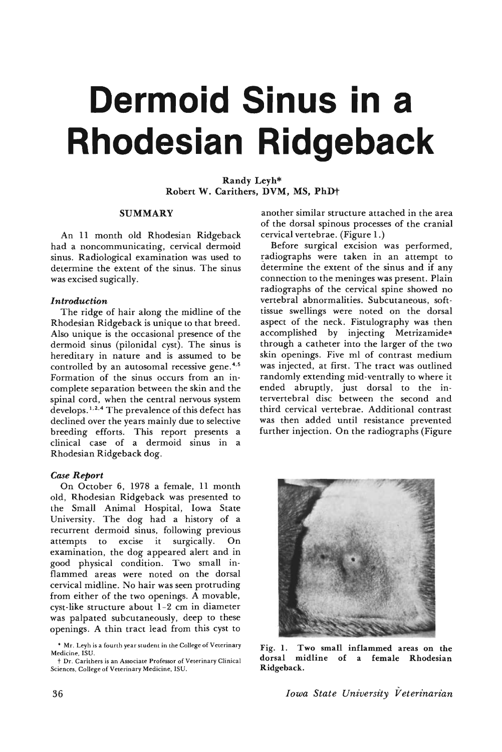# Dermoid Sinus in a Rhodesian Ridgeback

**Randy Leyh***
**Robert W. Carithers, DVM, MS, PhD†**

## SUMMARY

An 11 month old Rhodesian Ridgeback had a noncommunicating, cervical dermoid sinus. Radiological examination was used to determine the extent of the sinus. The sinus was excised sugically.

### *Introduction*

The ridge of hair along the midline of the Rhodesian Ridgeback is unique to that breed. Also unique is the occasional presence of the dermoid sinus (pilonidal cyst). The sinus is hereditary in nature and is assumed to be controlled by an autosomal recessive gene.[4,5] Formation of the sinus occurs from an incomplete separation between the skin and the spinal cord, when the central nervous system develops.[1,2,4] The prevalence of this defect has declined over the years mainly due to selective breeding efforts. This report presents a clinical case of a dermoid sinus in a Rhodesian Ridgeback dog.

### *Case Report*

On October 6, 1978 a female, 11 month old, Rhodesian Ridgeback was presented to the Small Animal Hospital, Iowa State University. The dog had a history of a recurrent dermoid sinus, following previous attempts to excise it surgically. On examination, the dog appeared alert and in good physical condition. Two small inflammed areas were noted on the dorsal cervical midline. No hair was seen protruding from either of the two openings. A movable, cyst-like structure about 1-2 cm in diameter was palpated subcutaneously, deep to these openings. A thin tract lead from this cyst to another similar structure attached in the area of the dorsal spinous processes of the cranial cervical vertebrae. (Figure 1.)

Before surgical excision was performed, radiographs were taken in an attempt to determine the extent of the sinus and if any connection to the meninges was present. Plain radiographs of the cervical spine showed no vertebral abnormalities. Subcutaneous, soft-tissue swellings were noted on the dorsal aspect of the neck. Fistulography was then accomplished by injecting Metrizamide[a] through a catheter into the larger of the two skin openings. Five ml of contrast medium was injected, at first. The tract was outlined randomly extending mid-ventrally to where it ended abruptly, just dorsal to the intervertebral disc between the second and third cervical vertebrae. Additional contrast was then added until resistance prevented further injection. On the radiographs (Figure

Fig. 1. Two small inflammed areas on the dorsal midline of a female Rhodesian Ridgeback.

* Mr. Leyh is a fourth year student in the College of Veterinary Medicine, ISU.

† Dr. Carithers is an Associate Professor of Veterinary Clinical Sciences, College of Veterinary Medicine, ISU.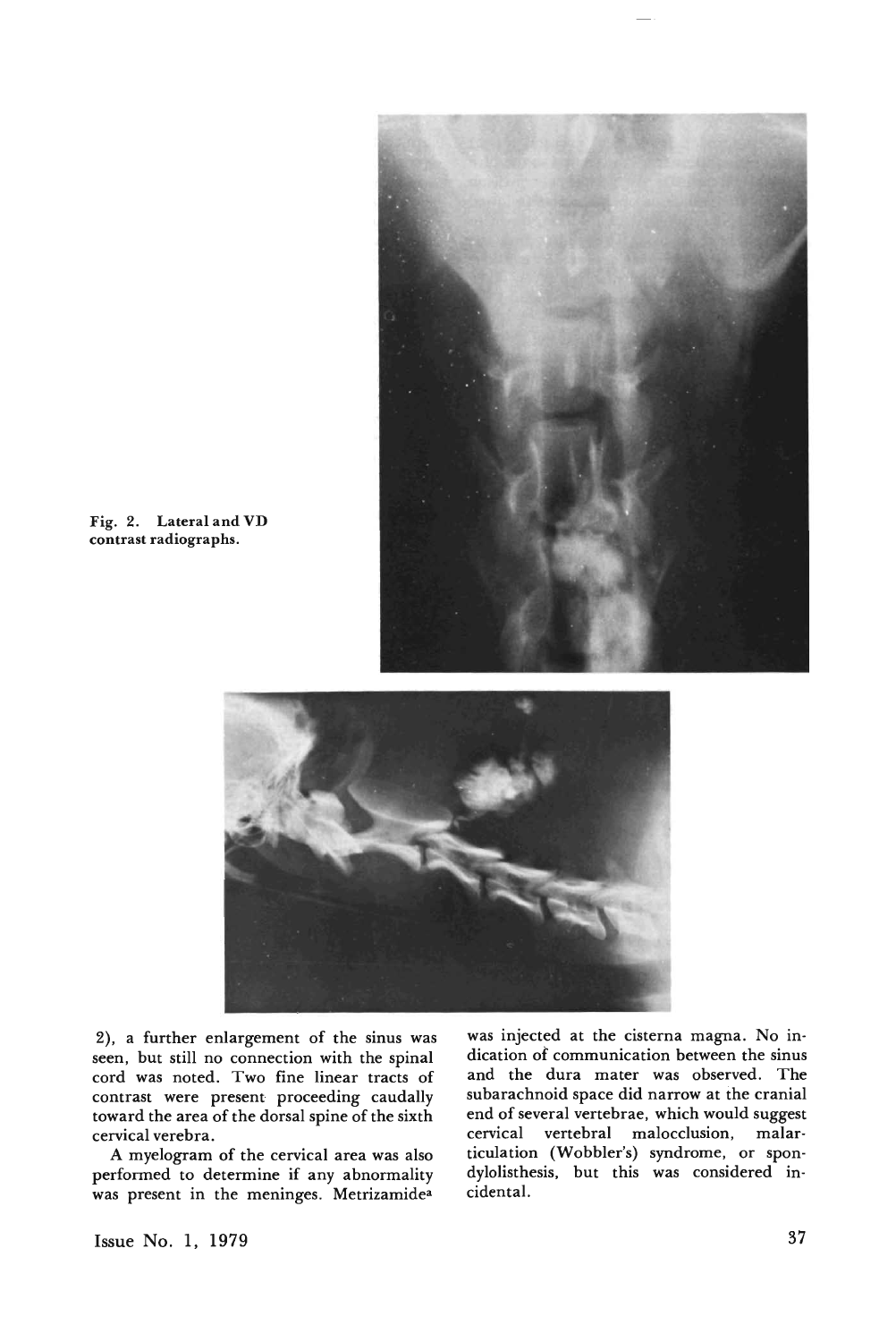Fig. 2. Lateral and VD contrast radiographs.

2), a further enlargement of the sinus was seen, but still no connection with the spinal cord was noted. Two fine linear tracts of contrast were present proceeding caudally toward the area of the dorsal spine of the sixth cervical verebra.

A myelogram of the cervical area was also performed to determine if any abnormality was present in the meninges. Metrizamide[a] was injected at the cisterna magna. No indication of communication between the sinus and the dura mater was observed. The subarachnoid space did narrow at the cranial end of several vertebrae, which would suggest cervical vertebral malocclusion, malarticulation (Wobbler's) syndrome, or spondylolisthesis, but this was considered incidental.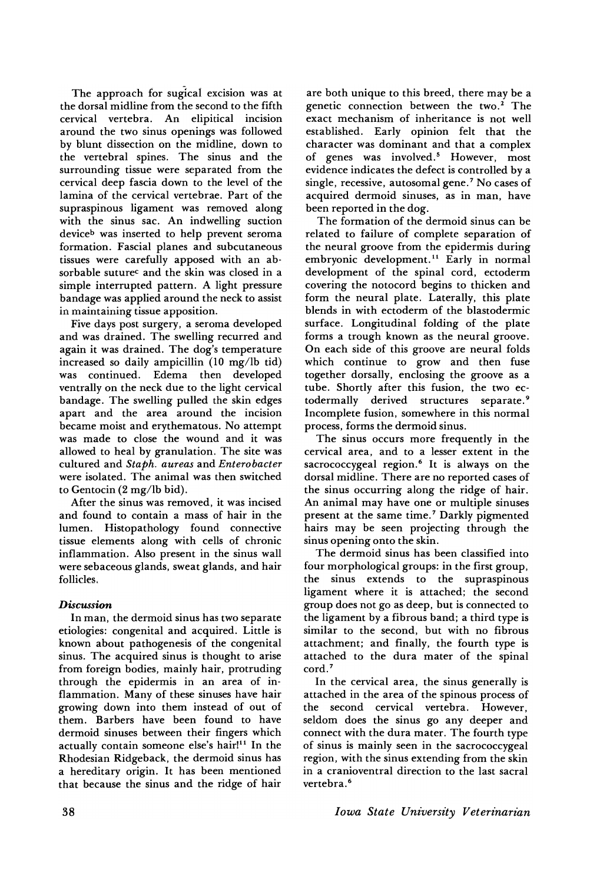The approach for sugical excision was at the dorsal midline from the second to the fifth cervical vertebra. An elipitical incision around the two sinus openings was followed by blunt dissection on the midline, down to the vertebral spines. The sinus and the surrounding tissue were separated from the cervical deep fascia down to the level of the lamina of the cervical vertebrae. Part of the supraspinous ligament was removed along with the sinus sac. An indwelling suction device[b] was inserted to help prevent seroma formation. Fascial planes and subcutaneous tissues were carefully apposed with an absorbable suture[c] and the skin was closed in a simple interrupted pattern. A light pressure bandage was applied around the neck to assist in maintaining tissue apposition.

Five days post surgery, a seroma developed and was drained. The swelling recurred and again it was drained. The dog's temperature increased so daily ampicillin (10 mg/lb tid) was continued. Edema then developed ventrally on the neck due to the light cervical bandage. The swelling pulled the skin edges apart and the area around the incision became moist and erythematous. No attempt was made to close the wound and it was allowed to heal by granulation. The site was cultured and *Staph. aureas* and *Enterobacter* were isolated. The animal was then switched to Gentocin (2 mg/lb bid).

After the sinus was removed, it was incised and found to contain a mass of hair in the lumen. Histopathology found connective tissue elements along with cells of chronic inflammation. Also present in the sinus wall were sebaceous glands, sweat glands, and hair follicles.

### *Discussion*

In man, the dermoid sinus has two separate etiologies: congenital and acquired. Little is known about pathogenesis of the congenital sinus. The acquired sinus is thought to arise from foreign bodies, mainly hair, protruding through the epidermis in an area of inflammation. Many of these sinuses have hair growing down into them instead of out of them. Barbers have been found to have dermoid sinuses between their fingers which actually contain someone else's hair![11] In the Rhodesian Ridgeback, the dermoid sinus has a hereditary origin. It has been mentioned that because the sinus and the ridge of hair are both unique to this breed, there may be a genetic connection between the two.[2] The exact mechanism of inheritance is not well established. Early opinion felt that the character was dominant and that a complex of genes was involved.[5] However, most evidence indicates the defect is controlled by a single, recessive, autosomal gene.[7] No cases of acquired dermoid sinuses, as in man, have been reported in the dog.

The formation of the dermoid sinus can be related to failure of complete separation of the neural groove from the epidermis during embryonic development.[11] Early in normal development of the spinal cord, ectoderm covering the notocord begins to thicken and form the neural plate. Laterally, this plate blends in with ectoderm of the blastodermic surface. Longitudinal folding of the plate forms a trough known as the neural groove. On each side of this groove are neural folds which continue to grow and then fuse together dorsally, enclosing the groove as a tube. Shortly after this fusion, the two ectodermally derived structures separate.[9] Incomplete fusion, somewhere in this normal process, forms the dermoid sinus.

The sinus occurs more frequently in the cervical area, and to a lesser extent in the sacrococcygeal region.[6] It is always on the dorsal midline. There are no reported cases of the sinus occurring along the ridge of hair. An animal may have one or multiple sinuses present at the same time.[7] Darkly pigmented hairs may be seen projecting through the sinus opening onto the skin.

The dermoid sinus has been classified into four morphological groups: in the first group, the sinus extends to the supraspinous ligament where it is attached; the second group does not go as deep, but is connected to the ligament by a fibrous band; a third type is similar to the second, but with no fibrous attachment; and finally, the fourth type is attached to the dura mater of the spinal cord.[7]

In the cervical area, the sinus generally is attached in the area of the spinous process of the second cervical vertebra. However, seldom does the sinus go any deeper and connect with the dura mater. The fourth type of sinus is mainly seen in the sacrococcygeal region, with the sinus extending from the skin in a cranioventral direction to the last sacral vertebra.[6]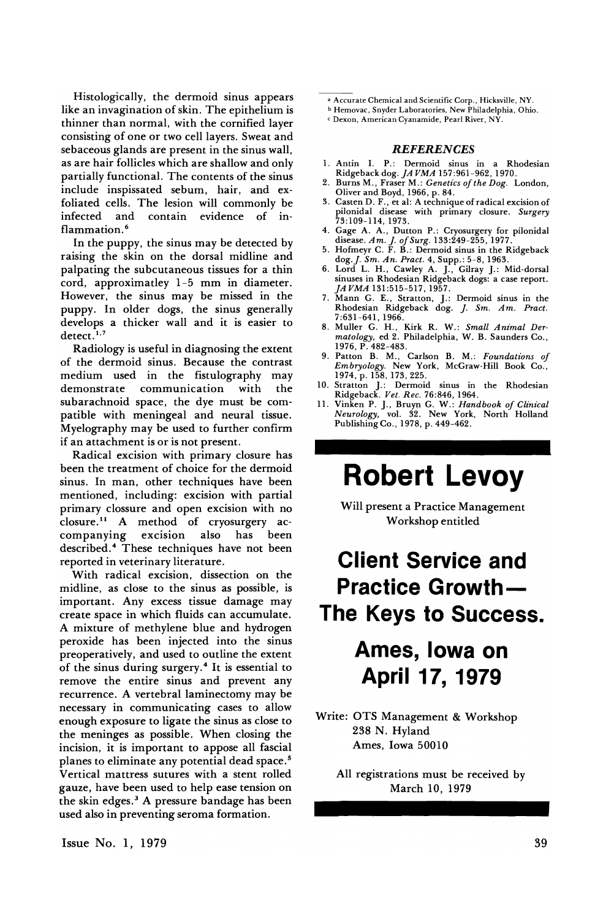Histologically, the dermoid sinus appears like an invagination of skin. The epithelium is thinner than normal, with the cornified layer consisting of one or two cell layers. Sweat and sebaceous glands are present in the sinus wall, as are hair follicles which are shallow and only partially functional. The contents of the sinus include inspissated sebum, hair, and exfoliated cells. The lesion will commonly be infected and contain evidence of inflammation.[6]

In the puppy, the sinus may be detected by raising the skin on the dorsal midline and palpating the subcutaneous tissues for a thin cord, approximatley 1-5 mm in diameter. However, the sinus may be missed in the puppy. In older dogs, the sinus generally develops a thicker wall and it is easier to detect.[1,7]

Radiology is useful in diagnosing the extent of the dermoid sinus. Because the contrast medium used in the fistulography may demonstrate communication with the subarachnoid space, the dye must be compatible with meningeal and neural tissue. Myelography may be used to further confirm if an attachment is or is not present.

Radical excision with primary closure has been the treatment of choice for the dermoid sinus. In man, other techniques have been mentioned, including: excision with partial primary clossure and open excision with no closure.[11] A method of cryosurgery accompanying excision also has been described.[4] These techniques have not been reported in veterinary literature.

With radical excision, dissection on the midline, as close to the sinus as possible, is important. Any excess tissue damage may create space in which fluids can accumulate. A mixture of methylene blue and hydrogen peroxide has been injected into the sinus preoperatively, and used to outline the extent of the sinus during surgery.[4] It is essential to remove the entire sinus and prevent any recurrence. A vertebral laminectomy may be necessary in communicating cases to allow enough exposure to ligate the sinus as close to the meninges as possible. When closing the incision, it is important to appose all fascial planes to eliminate any potential dead space.[5] Vertical mattress sutures with a stent rolled gauze, have been used to help ease tension on the skin edges.[3] A pressure bandage has been used also in preventing seroma formation.

---

[a] Accurate Chemical and Scientific Corp., Hicksville, NY.
[b] Hemovac, Snyder Laboratories, New Philadelphia, Ohio.
[c] Dexon, American Cyanamide, Pearl River, NY.

### *REFERENCES*

1. Antin I. P.: Dermoid sinus in a Rhodesian Ridgeback dog. *JAVMA* 157:961-962, 1970.
2. Burns M., Fraser M.: *Genetics of the Dog.* London, Oliver and Boyd, 1966, p. 84.
3. Casten D. F., et al: A technique of radical excision of pilonidal disease with primary closure. *Surgery* 73:109-114, 1973.
4. Gage A. A., Dutton P.: Cryosurgery for pilonidal disease. *Am. J. of Surg.* 133:249-255, 1977.
5. Hofmeyr C. F. B.: Dermoid sinus in the Ridgeback dog. *J. Sm. An. Pract.* 4, Supp.: 5-8, 1963.
6. Lord L. H., Cawley A. J., Gilray J.: Mid-dorsal sinuses in Rhodesian Ridgeback dogs: a case report. *JAVMA* 131:515-517, 1957.
7. Mann G. E., Stratton, J.: Dermoid sinus in the Rhodesian Ridgeback dog. *J. Sm. Am. Pract.* 7:631-641, 1966.
8. Muller G. H., Kirk R. W.: *Small Animal Dermatology*, ed 2. Philadelphia, W. B. Saunders Co., 1976, P. 482-483.
9. Patton B. M., Carlson B. M.: *Foundations of Embryology.* New York, McGraw-Hill Book Co., 1974, p. 158, 173, 225.
10. Stratton J.: Dermoid sinus in the Rhodesian Ridgeback. *Vet. Rec.* 76:846, 1964.
11. Vinken P. J., Bruyn G. W.: *Handbook of Clinical Neurology*, vol. 32. New York, North Holland Publishing Co., 1978, p. 449-462.

---

# Robert Levoy

Will present a Practice Management Workshop entitled

## Client Service and Practice Growth— The Keys to Success.

## Ames, Iowa on April 17, 1979

Write: OTS Management & Workshop
238 N. Hyland
Ames, Iowa 50010

All registrations must be received by March 10, 1979